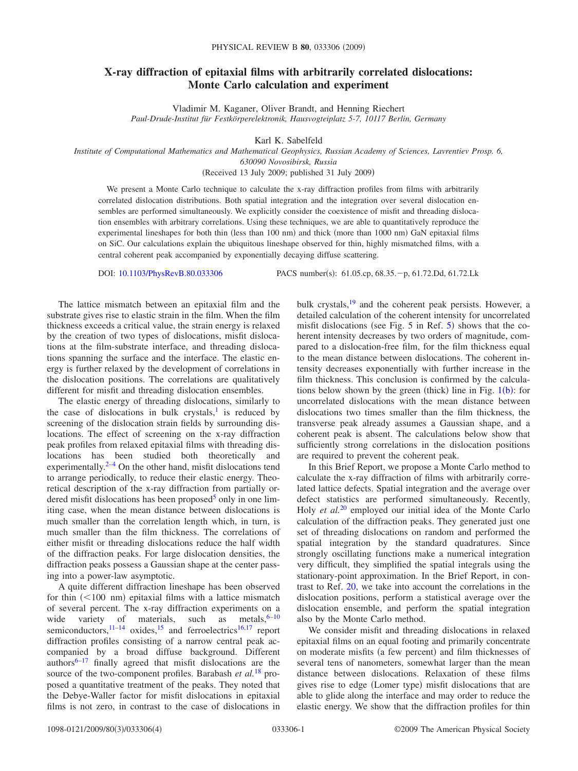# X-ray diffraction of epitaxial films with arbitrarily correlated dislocations: Monte Carlo calculation and experiment

Vladimir M. Kaganer, Oliver Brandt, and Henning Riechert

*Paul-Drude-Institut für Festkörperelektronik, Hausvogteiplatz 5-7, 10117 Berlin, Germany*

Karl K. Sabelfeld

*Institute of Computational Mathematics and Mathematical Geophysics, Russian Academy of Sciences, Lavrentiev Prosp. 6, 630090 Novosibirsk, Russia*

(Received 13 July 2009; published 31 July 2009)

We present a Monte Carlo technique to calculate the x-ray diffraction profiles from films with arbitrarily correlated dislocation distributions. Both spatial integration and the integration over several dislocation ensembles are performed simultaneously. We explicitly consider the coexistence of misfit and threading dislocation ensembles with arbitrary correlations. Using these techniques, we are able to quantitatively reproduce the experimental lineshapes for both thin (less than 100 nm) and thick (more than 1000 nm) GaN epitaxial films on SiC. Our calculations explain the ubiquitous lineshape observed for thin, highly mismatched films, with a central coherent peak accompanied by exponentially decaying diffuse scattering.

DOI: 10.1103/PhysRevB.80.033306 PACS number(s): 61.05.cp, 68.35.−p, 61.72.Dd, 61.72.Lk

The lattice mismatch between an epitaxial film and the substrate gives rise to elastic strain in the film. When the film thickness exceeds a critical value, the strain energy is relaxed by the creation of two types of dislocations, misfit dislocations at the film-substrate interface, and threading dislocations spanning the surface and the interface. The elastic energy is further relaxed by the development of correlations in the dislocation positions. The correlations are qualitatively different for misfit and threading dislocation ensembles.

The elastic energy of threading dislocations, similarly to the case of dislocations in bulk crystals,[1] is reduced by screening of the dislocation strain fields by surrounding dislocations. The effect of screening on the x-ray diffraction peak profiles from relaxed epitaxial films with threading dislocations has been studied both theoretically and experimentally.[2–4] On the other hand, misfit dislocations tend to arrange periodically, to reduce their elastic energy. Theoretical description of the x-ray diffraction from partially ordered misfit dislocations has been proposed[5] only in one limiting case, when the mean distance between dislocations is much smaller than the correlation length which, in turn, is much smaller than the film thickness. The correlations of either misfit or threading dislocations reduce the half width of the diffraction peaks. For large dislocation densities, the diffraction peaks possess a Gaussian shape at the center passing into a power-law asymptotic.

A quite different diffraction lineshape has been observed for thin ($<100$ nm) epitaxial films with a lattice mismatch of several percent. The x-ray diffraction experiments on a wide variety of materials, such as metals,[6–10] semiconductors,[11–14] oxides,[15] and ferroelectrics[16,17] report diffraction profiles consisting of a narrow central peak accompanied by a broad diffuse background. Different authors[6–17] finally agreed that misfit dislocations are the source of the two-component profiles. Barabash *et al.*[18] proposed a quantitative treatment of the peaks. They noted that the Debye-Waller factor for misfit dislocations in epitaxial films is not zero, in contrast to the case of dislocations in bulk crystals,[19] and the coherent peak persists. However, a detailed calculation of the coherent intensity for uncorrelated misfit dislocations (see Fig. 5 in Ref. 5) shows that the coherent intensity decreases by two orders of magnitude, compared to a dislocation-free film, for the film thickness equal to the mean distance between dislocations. The coherent intensity decreases exponentially with further increase in the film thickness. This conclusion is confirmed by the calculations below shown by the green (thick) line in Fig. 1(b): for uncorrelated dislocations with the mean distance between dislocations two times smaller than the film thickness, the transverse peak already assumes a Gaussian shape, and a coherent peak is absent. The calculations below show that sufficiently strong correlations in the dislocation positions are required to prevent the coherent peak.

In this Brief Report, we propose a Monte Carlo method to calculate the x-ray diffraction of films with arbitrarily correlated lattice defects. Spatial integration and the average over defect statistics are performed simultaneously. Recently, Holy *et al.*[20] employed our initial idea of the Monte Carlo calculation of the diffraction peaks. They generated just one set of threading dislocations on random and performed the spatial integration by the standard quadratures. Since strongly oscillating functions make a numerical integration very difficult, they simplified the spatial integrals using the stationary-point approximation. In the Brief Report, in contrast to Ref. 20, we take into account the correlations in the dislocation positions, perform a statistical average over the dislocation ensemble, and perform the spatial integration also by the Monte Carlo method.

We consider misfit and threading dislocations in relaxed epitaxial films on an equal footing and primarily concentrate on moderate misfits (a few percent) and film thicknesses of several tens of nanometers, somewhat larger than the mean distance between dislocations. Relaxation of these films gives rise to edge (Lomer type) misfit dislocations that are able to glide along the interface and may order to reduce the elastic energy. We show that the diffraction profiles for thin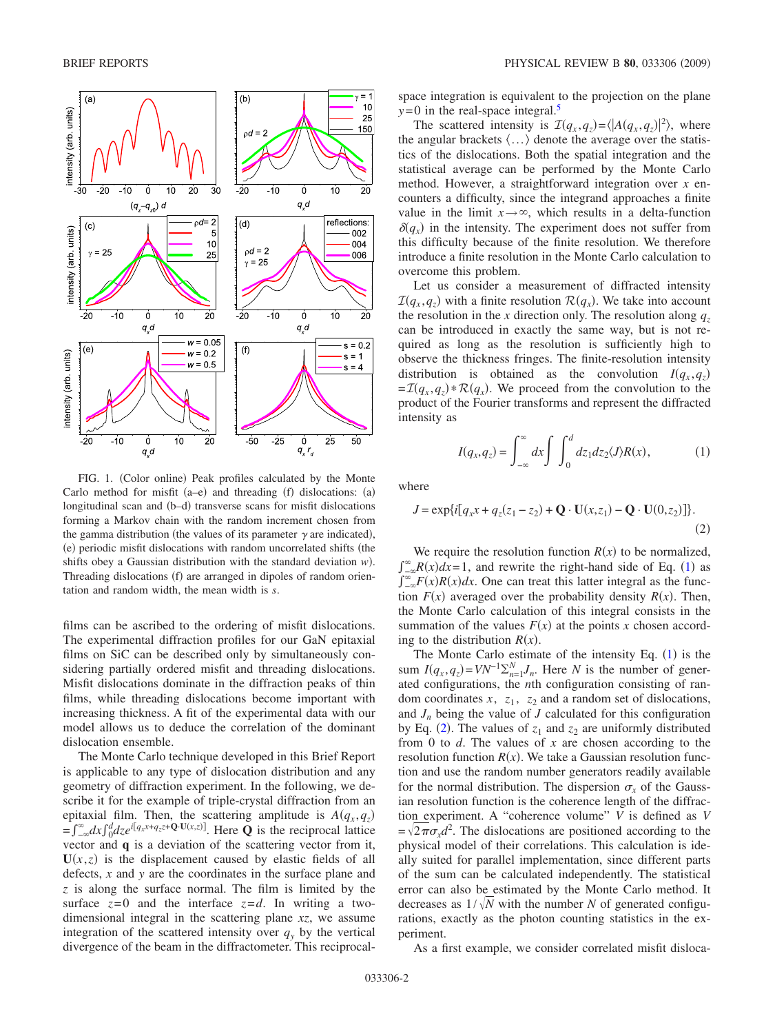FIG. 1. (Color online) Peak profiles calculated by the Monte Carlo method for misfit (a–e) and threading (f) dislocations: (a) longitudinal scan and (b–d) transverse scans for misfit dislocations forming a Markov chain with the random increment chosen from the gamma distribution (the values of its parameter $\gamma$ are indicated), (e) periodic misfit dislocations with random uncorrelated shifts (the shifts obey a Gaussian distribution with the standard deviation $w$). Threading dislocations (f) are arranged in dipoles of random orientation and random width, the mean width is $s$.

films can be ascribed to the ordering of misfit dislocations. The experimental diffraction profiles for our GaN epitaxial films on SiC can be described only by simultaneously considering partially ordered misfit and threading dislocations. Misfit dislocations dominate in the diffraction peaks of thin films, while threading dislocations become important with increasing thickness. A fit of the experimental data with our model allows us to deduce the correlation of the dominant dislocation ensemble.

The Monte Carlo technique developed in this Brief Report is applicable to any type of dislocation distribution and any geometry of diffraction experiment. In the following, we describe it for the example of triple-crystal diffraction from an epitaxial film. Then, the scattering amplitude is $A(q_x,q_z) = \int_{-\infty}^{\infty} dx \int_0^d dz e^{i[q_x x + q_z z + \mathbf{Q}\cdot\mathbf{U}(x,z)]}$. Here $\mathbf{Q}$ is the reciprocal lattice vector and $\mathbf{q}$ is a deviation of the scattering vector from it, $\mathbf{U}(x,z)$ is the displacement caused by elastic fields of all defects, $x$ and $y$ are the coordinates in the surface plane and $z$ is along the surface normal. The film is limited by the surface $z=0$ and the interface $z=d$. In writing a two-dimensional integral in the scattering plane $xz$, we assume integration of the scattered intensity over $q_y$ by the vertical divergence of the beam in the diffractometer. This reciprocal-space integration is equivalent to the projection on the plane $y=0$ in the real-space integral.[5]

The scattered intensity is $\mathcal{I}(q_x,q_z) = \langle |A(q_x,q_z)|^2 \rangle$, where the angular brackets $\langle \ldots \rangle$ denote the average over the statistics of the dislocations. Both the spatial integration and the statistical average can be performed by the Monte Carlo method. However, a straightforward integration over $x$ encounters a difficulty, since the integrand approaches a finite value in the limit $x \to \infty$, which results in a delta-function $\delta(q_x)$ in the intensity. The experiment does not suffer from this difficulty because of the finite resolution. We therefore introduce a finite resolution in the Monte Carlo calculation to overcome this problem.

Let us consider a measurement of diffracted intensity $\mathcal{I}(q_x,q_z)$ with a finite resolution $\mathcal{R}(q_x)$. We take into account the resolution in the $x$ direction only. The resolution along $q_z$ can be introduced in exactly the same way, but is not required as long as the resolution is sufficiently high to observe the thickness fringes. The finite-resolution intensity distribution is obtained as the convolution $I(q_x,q_z) = \mathcal{I}(q_x,q_z) * \mathcal{R}(q_x)$. We proceed from the convolution to the product of the Fourier transforms and represent the diffracted intensity as

$$I(q_x,q_z) = \int_{-\infty}^{\infty} dx \int \int_0^d dz_1 dz_2 \langle J \rangle R(x), \tag{1}$$

where

$$J = \exp\{i[q_x x + q_z(z_1 - z_2) + \mathbf{Q}\cdot\mathbf{U}(x,z_1) - \mathbf{Q}\cdot\mathbf{U}(0,z_2)]\}. \tag{2}$$

We require the resolution function $R(x)$ to be normalized, $\int_{-\infty}^{\infty} R(x) dx = 1$, and rewrite the right-hand side of Eq. (1) as $\int_{-\infty}^{\infty} F(x) R(x) dx$. One can treat this latter integral as the function $F(x)$ averaged over the probability density $R(x)$. Then, the Monte Carlo calculation of this integral consists in the summation of the values $F(x)$ at the points $x$ chosen according to the distribution $R(x)$.

The Monte Carlo estimate of the intensity Eq. (1) is the sum $I(q_x,q_z) = VN^{-1}\sum_{n=1}^{N} J_n$. Here $N$ is the number of generated configurations, the $n$th configuration consisting of random coordinates $x$, $z_1$, $z_2$ and a random set of dislocations, and $J_n$ being the value of $J$ calculated for this configuration by Eq. (2). The values of $z_1$ and $z_2$ are uniformly distributed from 0 to $d$. The values of $x$ are chosen according to the resolution function $R(x)$. We take a Gaussian resolution function and use the random number generators readily available for the normal distribution. The dispersion $\sigma_x$ of the Gaussian resolution function is the coherence length of the diffraction experiment. A "coherence volume" $V$ is defined as $V = \sqrt{2\pi}\sigma_x d^2$. The dislocations are positioned according to the physical model of their correlations. This calculation is ideally suited for parallel implementation, since different parts of the sum can be calculated independently. The statistical error can also be estimated by the Monte Carlo method. It decreases as $1/\sqrt{N}$ with the number $N$ of generated configurations, exactly as the photon counting statistics in the experiment.

As a first example, we consider correlated misfit disloca-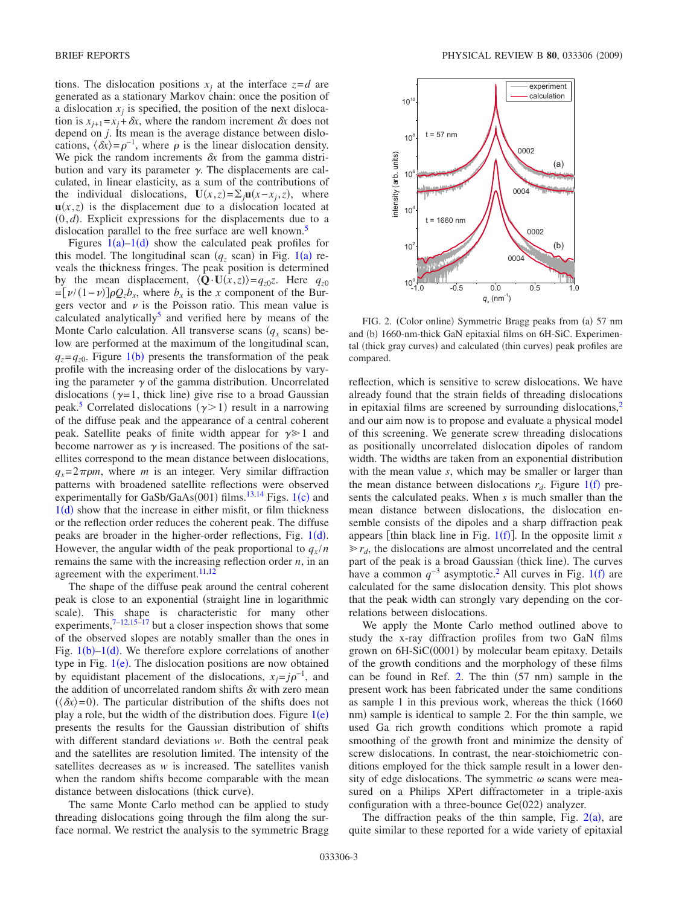tions. The dislocation positions $x_j$ at the interface $z=d$ are generated as a stationary Markov chain: once the position of a dislocation $x_j$ is specified, the position of the next dislocation is $x_{j+1}=x_j+\delta x$, where the random increment $\delta x$ does not depend on $j$. Its mean is the average distance between dislocations, $\langle \delta x \rangle = \rho^{-1}$, where $\rho$ is the linear dislocation density. We pick the random increments $\delta x$ from the gamma distribution and vary its parameter $\gamma$. The displacements are calculated, in linear elasticity, as a sum of the contributions of the individual dislocations, $\mathbf{U}(x,z)=\Sigma_j \mathbf{u}(x-x_j,z)$, where $\mathbf{u}(x,z)$ is the displacement due to a dislocation located at $(0,d)$. Explicit expressions for the displacements due to a dislocation parallel to the free surface are well known.[5]

Figures 1(a)–1(d) show the calculated peak profiles for this model. The longitudinal scan ($q_z$ scan) in Fig. 1(a) reveals the thickness fringes. The peak position is determined by the mean displacement, $\langle \mathbf{Q} \cdot \mathbf{U}(x,z) \rangle = q_{z0} z$. Here $q_{z0} = [\nu/(1-\nu)]\rho Q_z b_x$, where $b_x$ is the $x$ component of the Burgers vector and $\nu$ is the Poisson ratio. This mean value is calculated analytically[5] and verified here by means of the Monte Carlo calculation. All transverse scans ($q_x$ scans) below are performed at the maximum of the longitudinal scan, $q_z = q_{z0}$. Figure 1(b) presents the transformation of the peak profile with the increasing order of the dislocations by varying the parameter $\gamma$ of the gamma distribution. Uncorrelated dislocations ($\gamma=1$, thick line) give rise to a broad Gaussian peak.[5] Correlated dislocations ($\gamma > 1$) result in a narrowing of the diffuse peak and the appearance of a central coherent peak. Satellite peaks of finite width appear for $\gamma \gg 1$ and become narrower as $\gamma$ is increased. The positions of the satellites correspond to the mean distance between dislocations, $q_x = 2\pi\rho m$, where $m$ is an integer. Very similar diffraction patterns with broadened satellite reflections were observed experimentally for GaSb/GaAs(001) films.[13,14] Figs. 1(c) and 1(d) show that the increase in either misfit, or film thickness or the reflection order reduces the coherent peak. The diffuse peaks are broader in the higher-order reflections, Fig. 1(d). However, the angular width of the peak proportional to $q_x/n$ remains the same with the increasing reflection order $n$, in an agreement with the experiment.[11,12]

The shape of the diffuse peak around the central coherent peak is close to an exponential (straight line in logarithmic scale). This shape is characteristic for many other experiments,[7–12,15–17] but a closer inspection shows that some of the observed slopes are notably smaller than the ones in Fig. 1(b)–1(d). We therefore explore correlations of another type in Fig. 1(e). The dislocation positions are now obtained by equidistant placement of the dislocations, $x_j = j\rho^{-1}$, and the addition of uncorrelated random shifts $\delta x$ with zero mean ($\langle \delta x \rangle = 0$). The particular distribution of the shifts does not play a role, but the width of the distribution does. Figure 1(e) presents the results for the Gaussian distribution of shifts with different standard deviations $w$. Both the central peak and the satellites are resolution limited. The intensity of the satellites decreases as $w$ is increased. The satellites vanish when the random shifts become comparable with the mean distance between dislocations (thick curve).

The same Monte Carlo method can be applied to study threading dislocations going through the film along the surface normal. We restrict the analysis to the symmetric Bragg reflection, which is sensitive to screw dislocations. We have already found that the strain fields of threading dislocations in epitaxial films are screened by surrounding dislocations,[2] and our aim now is to propose and evaluate a physical model of this screening. We generate screw threading dislocations as positionally uncorrelated dislocation dipoles of random width. The widths are taken from an exponential distribution with the mean value $s$, which may be smaller or larger than the mean distance between dislocations $r_d$. Figure 1(f) presents the calculated peaks. When $s$ is much smaller than the mean distance between dislocations, the dislocation ensemble consists of the dipoles and a sharp diffraction peak appears [thin black line in Fig. 1(f)]. In the opposite limit $s \gg r_d$, the dislocations are almost uncorrelated and the central part of the peak is a broad Gaussian (thick line). The curves have a common $q^{-3}$ asymptotic.[2] All curves in Fig. 1(f) are calculated for the same dislocation density. This plot shows that the peak width can strongly vary depending on the correlations between dislocations.

FIG. 2. (Color online) Symmetric Bragg peaks from (a) 57 nm and (b) 1660-nm-thick GaN epitaxial films on 6H-SiC. Experimental (thick gray curves) and calculated (thin curves) peak profiles are compared.

We apply the Monte Carlo method outlined above to study the x-ray diffraction profiles from two GaN films grown on 6H-SiC(0001) by molecular beam epitaxy. Details of the growth conditions and the morphology of these films can be found in Ref. 2. The thin (57 nm) sample in the present work has been fabricated under the same conditions as sample 1 in this previous work, whereas the thick (1660 nm) sample is identical to sample 2. For the thin sample, we used Ga rich growth conditions which promote a rapid smoothing of the growth front and minimize the density of screw dislocations. In contrast, the near-stoichiometric conditions employed for the thick sample result in a lower density of edge dislocations. The symmetric $\omega$ scans were measured on a Philips XPert diffractometer in a triple-axis configuration with a three-bounce Ge(022) analyzer.

The diffraction peaks of the thin sample, Fig. 2(a), are quite similar to these reported for a wide variety of epitaxial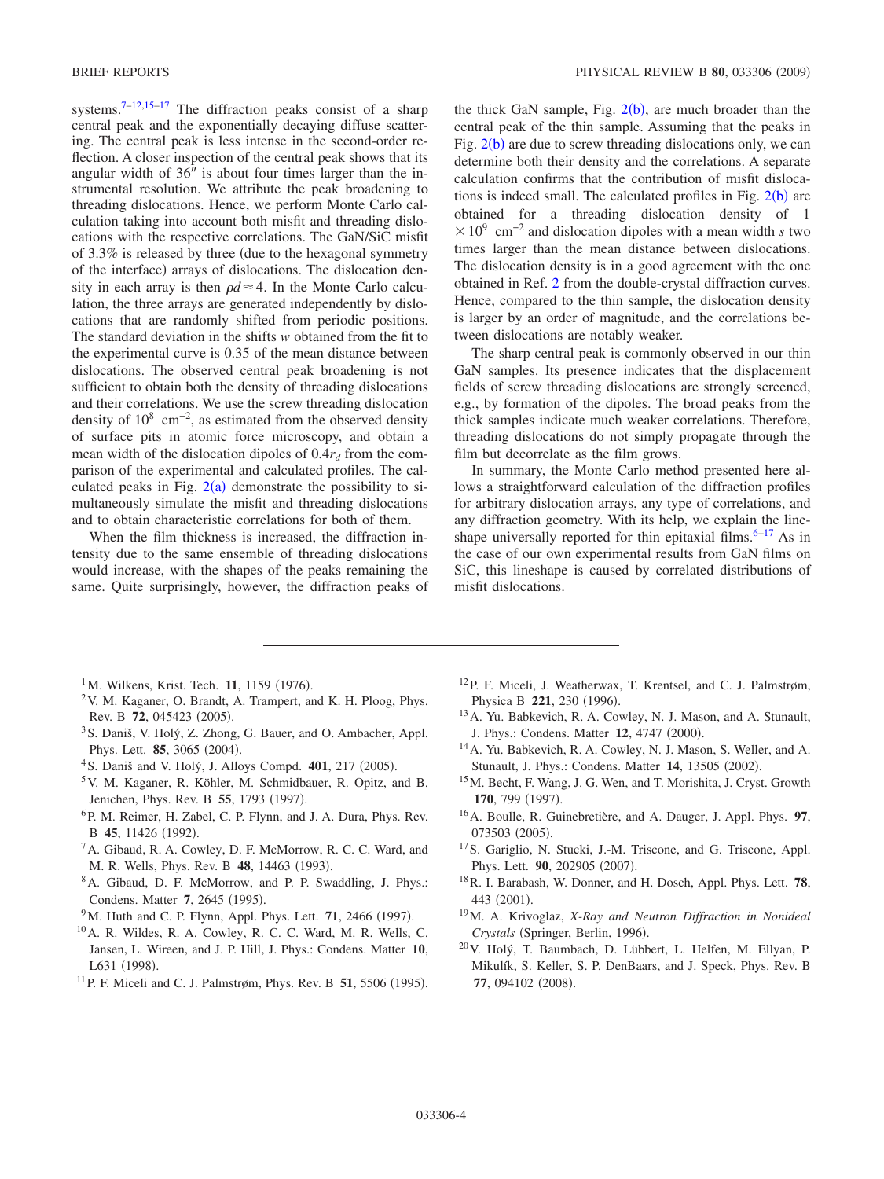systems.[7–12,15–17] The diffraction peaks consist of a sharp central peak and the exponentially decaying diffuse scattering. The central peak is less intense in the second-order reflection. A closer inspection of the central peak shows that its angular width of 36″ is about four times larger than the instrumental resolution. We attribute the peak broadening to threading dislocations. Hence, we perform Monte Carlo calculation taking into account both misfit and threading dislocations with the respective correlations. The GaN/SiC misfit of 3.3% is released by three (due to the hexagonal symmetry of the interface) arrays of dislocations. The dislocation density in each array is then $\rho d \approx 4$. In the Monte Carlo calculation, the three arrays are generated independently by dislocations that are randomly shifted from periodic positions. The standard deviation in the shifts $w$ obtained from the fit to the experimental curve is 0.35 of the mean distance between dislocations. The observed central peak broadening is not sufficient to obtain both the density of threading dislocations and their correlations. We use the screw threading dislocation density of $10^8$ cm$^{-2}$, as estimated from the observed density of surface pits in atomic force microscopy, and obtain a mean width of the dislocation dipoles of $0.4r_d$ from the comparison of the experimental and calculated profiles. The calculated peaks in Fig. 2(a) demonstrate the possibility to simultaneously simulate the misfit and threading dislocations and to obtain characteristic correlations for both of them.

When the film thickness is increased, the diffraction intensity due to the same ensemble of threading dislocations would increase, with the shapes of the peaks remaining the same. Quite surprisingly, however, the diffraction peaks of the thick GaN sample, Fig. 2(b), are much broader than the central peak of the thin sample. Assuming that the peaks in Fig. 2(b) are due to screw threading dislocations only, we can determine both their density and the correlations. A separate calculation confirms that the contribution of misfit dislocations is indeed small. The calculated profiles in Fig. 2(b) are obtained for a threading dislocation density of $1 \times 10^9$ cm$^{-2}$ and dislocation dipoles with a mean width $s$ two times larger than the mean distance between dislocations. The dislocation density is in a good agreement with the one obtained in Ref. 2 from the double-crystal diffraction curves. Hence, compared to the thin sample, the dislocation density is larger by an order of magnitude, and the correlations between dislocations are notably weaker.

The sharp central peak is commonly observed in our thin GaN samples. Its presence indicates that the displacement fields of screw threading dislocations are strongly screened, e.g., by formation of the dipoles. The broad peaks from the thick samples indicate much weaker correlations. Therefore, threading dislocations do not simply propagate through the film but decorrelate as the film grows.

In summary, the Monte Carlo method presented here allows a straightforward calculation of the diffraction profiles for arbitrary dislocation arrays, any type of correlations, and any diffraction geometry. With its help, we explain the lineshape universally reported for thin epitaxial films.[6–17] As in the case of our own experimental results from GaN films on SiC, this lineshape is caused by correlated distributions of misfit dislocations.

---

[1] M. Wilkens, Krist. Tech. **11**, 1159 (1976).
[2] V. M. Kaganer, O. Brandt, A. Trampert, and K. H. Ploog, Phys. Rev. B **72**, 045423 (2005).
[3] S. Daniš, V. Holý, Z. Zhong, G. Bauer, and O. Ambacher, Appl. Phys. Lett. **85**, 3065 (2004).
[4] S. Daniš and V. Holý, J. Alloys Compd. **401**, 217 (2005).
[5] V. M. Kaganer, R. Köhler, M. Schmidbauer, R. Opitz, and B. Jenichen, Phys. Rev. B **55**, 1793 (1997).
[6] P. M. Reimer, H. Zabel, C. P. Flynn, and J. A. Dura, Phys. Rev. B **45**, 11426 (1992).
[7] A. Gibaud, R. A. Cowley, D. F. McMorrow, R. C. C. Ward, and M. R. Wells, Phys. Rev. B **48**, 14463 (1993).
[8] A. Gibaud, D. F. McMorrow, and P. P. Swaddling, J. Phys.: Condens. Matter **7**, 2645 (1995).
[9] M. Huth and C. P. Flynn, Appl. Phys. Lett. **71**, 2466 (1997).
[10] A. R. Wildes, R. A. Cowley, R. C. C. Ward, M. R. Wells, C. Jansen, L. Wireen, and J. P. Hill, J. Phys.: Condens. Matter **10**, L631 (1998).
[11] P. F. Miceli and C. J. Palmstrøm, Phys. Rev. B **51**, 5506 (1995).
[12] P. F. Miceli, J. Weatherwax, T. Krentsel, and C. J. Palmstrøm, Physica B **221**, 230 (1996).
[13] A. Yu. Babkevich, R. A. Cowley, N. J. Mason, and A. Stunault, J. Phys.: Condens. Matter **12**, 4747 (2000).
[14] A. Yu. Babkevich, R. A. Cowley, N. J. Mason, S. Weller, and A. Stunault, J. Phys.: Condens. Matter **14**, 13505 (2002).
[15] M. Becht, F. Wang, J. G. Wen, and T. Morishita, J. Cryst. Growth **170**, 799 (1997).
[16] A. Boulle, R. Guinebretière, and A. Dauger, J. Appl. Phys. **97**, 073503 (2005).
[17] S. Gariglio, N. Stucki, J.-M. Triscone, and G. Triscone, Appl. Phys. Lett. **90**, 202905 (2007).
[18] R. I. Barabash, W. Donner, and H. Dosch, Appl. Phys. Lett. **78**, 443 (2001).
[19] M. A. Krivoglaz, *X-Ray and Neutron Diffraction in Nonideal Crystals* (Springer, Berlin, 1996).
[20] V. Holý, T. Baumbach, D. Lübbert, L. Helfen, M. Ellyan, P. Mikulík, S. Keller, S. P. DenBaars, and J. Speck, Phys. Rev. B **77**, 094102 (2008).